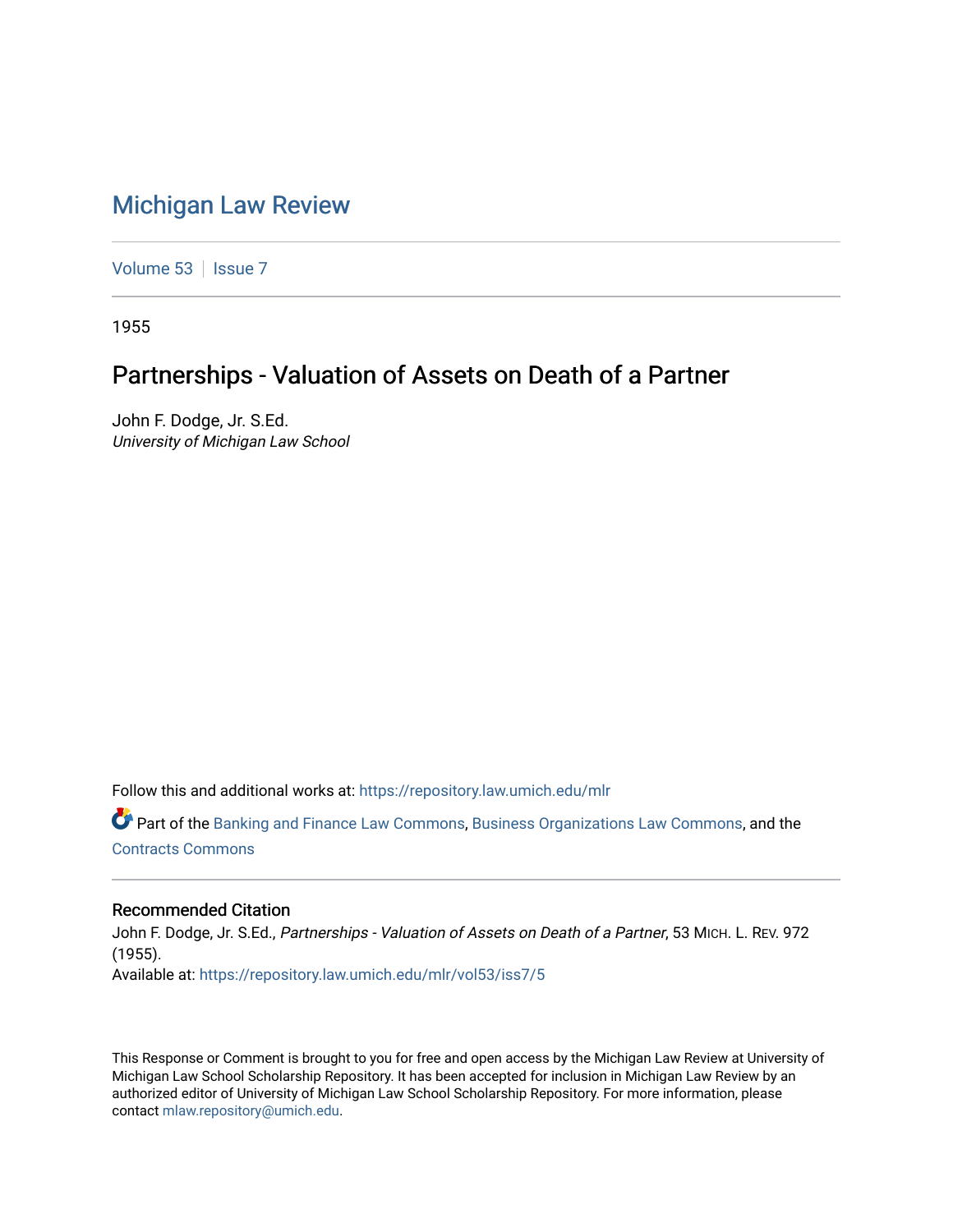# Michigan Law Review

Volume 53 | Issue 7

1955

## Partnerships - Valuation of Assets on Death of a Partner

John F. Dodge, Jr. S.Ed.
*University of Michigan Law School*

Follow this and additional works at: https://repository.law.umich.edu/mlr

Part of the Banking and Finance Law Commons, Business Organizations Law Commons, and the Contracts Commons

### Recommended Citation

John F. Dodge, Jr. S.Ed., *Partnerships - Valuation of Assets on Death of a Partner*, 53 MICH. L. REV. 972 (1955).
Available at: https://repository.law.umich.edu/mlr/vol53/iss7/5

This Response or Comment is brought to you for free and open access by the Michigan Law Review at University of Michigan Law School Scholarship Repository. It has been accepted for inclusion in Michigan Law Review by an authorized editor of University of Michigan Law School Scholarship Repository. For more information, please contact mlaw.repository@umich.edu.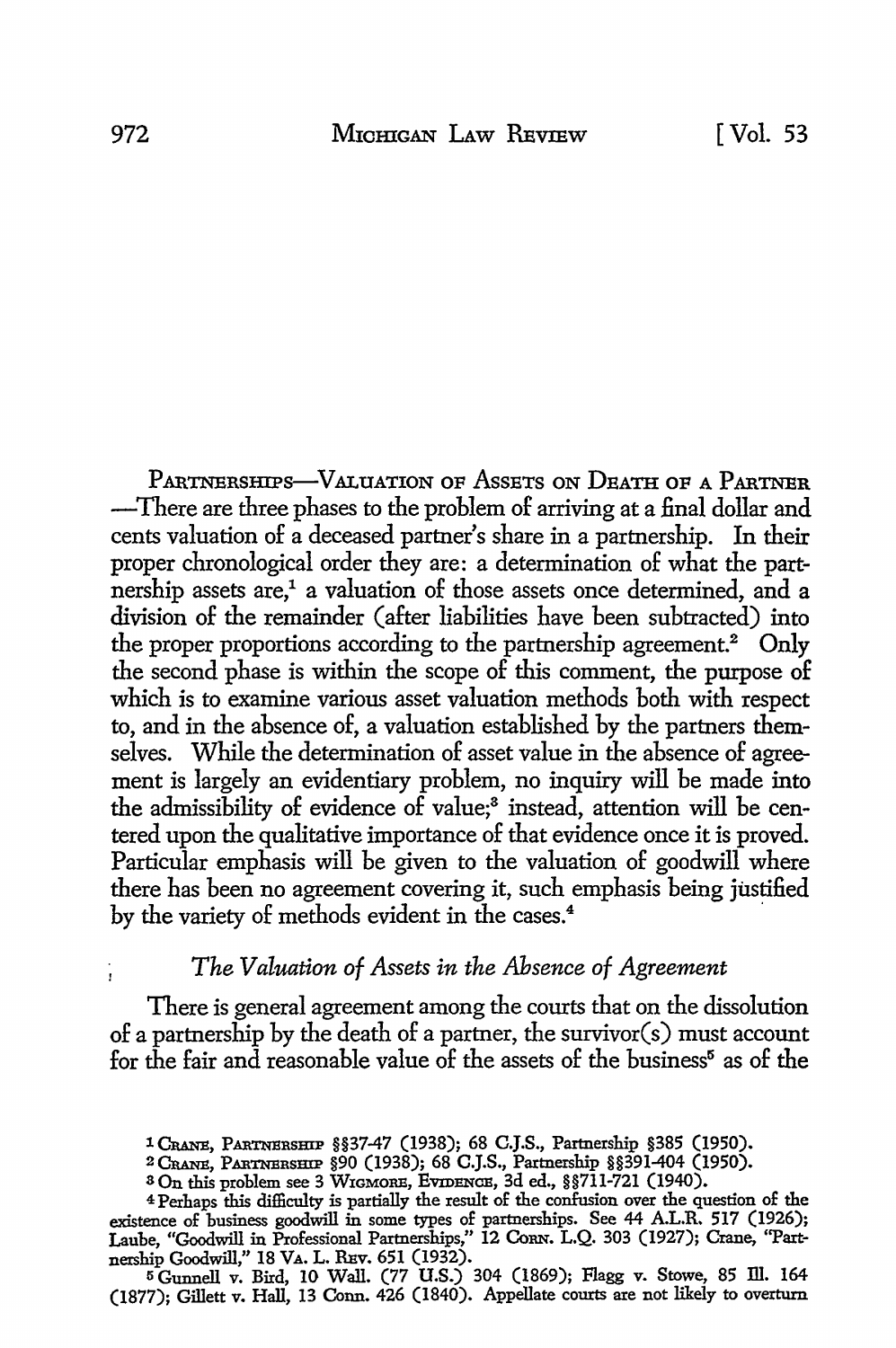PARTNERSHIPS—VALUATION OF ASSETS ON DEATH OF A PARTNER—There are three phases to the problem of arriving at a final dollar and cents valuation of a deceased partner's share in a partnership. In their proper chronological order they are: a determination of what the partnership assets are,[1] a valuation of those assets once determined, and a division of the remainder (after liabilities have been subtracted) into the proper proportions according to the partnership agreement.[2] Only the second phase is within the scope of this comment, the purpose of which is to examine various asset valuation methods both with respect to, and in the absence of, a valuation established by the partners themselves. While the determination of asset value in the absence of agreement is largely an evidentiary problem, no inquiry will be made into the admissibility of evidence of value;[3] instead, attention will be centered upon the qualitative importance of that evidence once it is proved. Particular emphasis will be given to the valuation of goodwill where there has been no agreement covering it, such emphasis being justified by the variety of methods evident in the cases.[4]

*The Valuation of Assets in the Absence of Agreement*

There is general agreement among the courts that on the dissolution of a partnership by the death of a partner, the survivor(s) must account for the fair and reasonable value of the assets of the business[5] as of the

---

[1] CRANE, PARTNERSHIP §§37-47 (1938); 68 C.J.S., Partnership §385 (1950).

[2] CRANE, PARTNERSHIP §90 (1938); 68 C.J.S., Partnership §§391-404 (1950).

[3] On this problem see 3 WIGMORE, EVIDENCE, 3d ed., §§711-721 (1940).

[4] Perhaps this difficulty is partially the result of the confusion over the question of the existence of business goodwill in some types of partnerships. See 44 A.L.R. 517 (1926); Laube, "Goodwill in Professional Partnerships," 12 CORN. L.Q. 303 (1927); Crane, "Partnership Goodwill," 18 VA. L. REV. 651 (1932).

[5] Gunnell v. Bird, 10 Wall. (77 U.S.) 304 (1869); Flagg v. Stowe, 85 Ill. 164 (1877); Gillett v. Hall, 13 Conn. 426 (1840). Appellate courts are not likely to overturn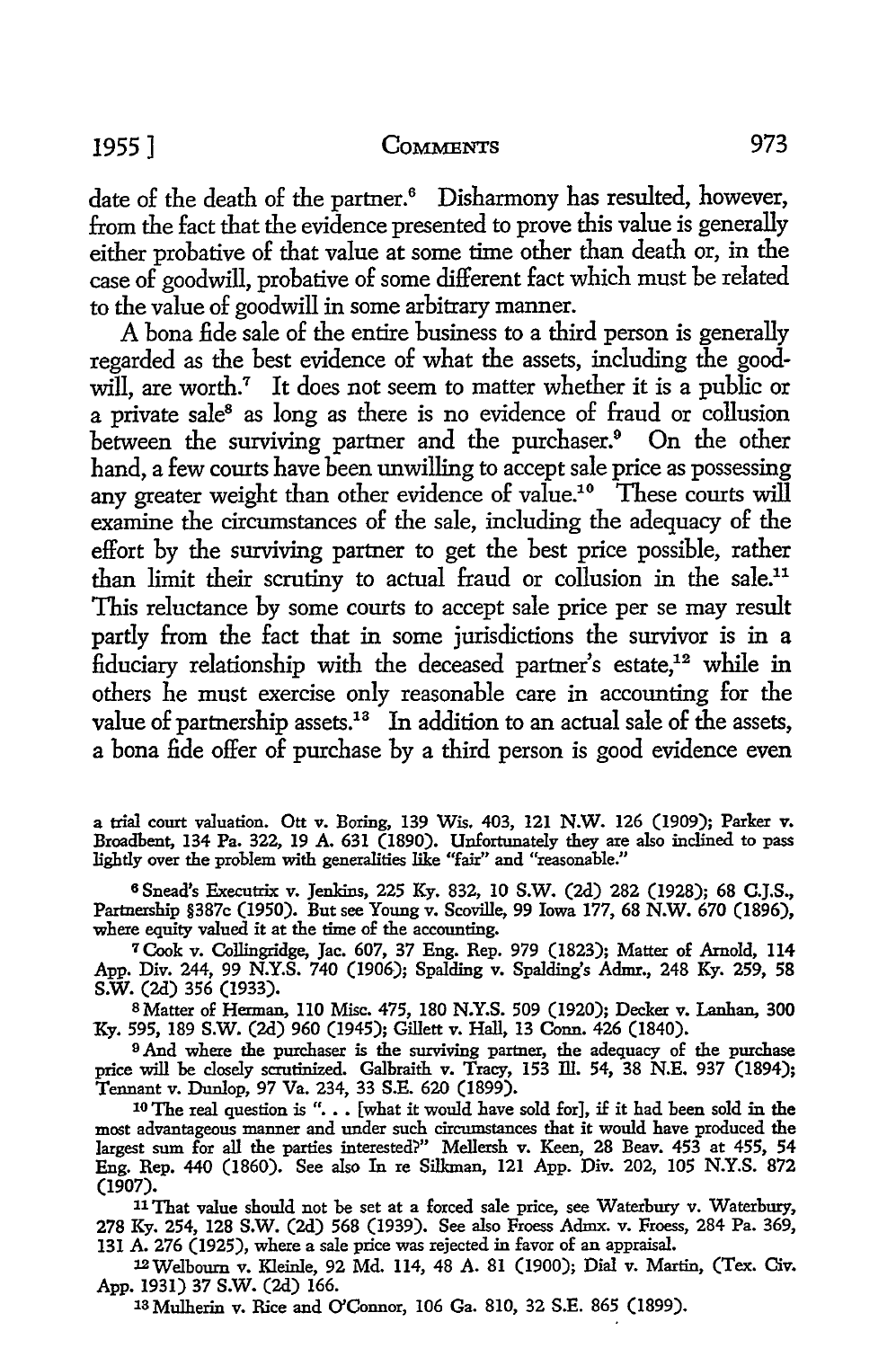date of the death of the partner.[6] Disharmony has resulted, however, from the fact that the evidence presented to prove this value is generally either probative of that value at some time other than death or, in the case of goodwill, probative of some different fact which must be related to the value of goodwill in some arbitrary manner.

A bona fide sale of the entire business to a third person is generally regarded as the best evidence of what the assets, including the goodwill, are worth.[7] It does not seem to matter whether it is a public or a private sale[8] as long as there is no evidence of fraud or collusion between the surviving partner and the purchaser.[9] On the other hand, a few courts have been unwilling to accept sale price as possessing any greater weight than other evidence of value.[10] These courts will examine the circumstances of the sale, including the adequacy of the effort by the surviving partner to get the best price possible, rather than limit their scrutiny to actual fraud or collusion in the sale.[11] This reluctance by some courts to accept sale price per se may result partly from the fact that in some jurisdictions the survivor is in a fiduciary relationship with the deceased partner's estate,[12] while in others he must exercise only reasonable care in accounting for the value of partnership assets.[13] In addition to an actual sale of the assets, a bona fide offer of purchase by a third person is good evidence even

---

a trial court valuation. Ott v. Boring, 139 Wis. 403, 121 N.W. 126 (1909); Parker v. Broadbent, 134 Pa. 322, 19 A. 631 (1890). Unfortunately they are also inclined to pass lightly over the problem with generalities like "fair" and "reasonable."

[6] Snead's Executrix v. Jenkins, 225 Ky. 832, 10 S.W. (2d) 282 (1928); 68 C.J.S., Partnership §387c (1950). But see Young v. Scoville, 99 Iowa 177, 68 N.W. 670 (1896), where equity valued it at the time of the accounting.

[7] Cook v. Collingridge, Jac. 607, 37 Eng. Rep. 979 (1823); Matter of Arnold, 114 App. Div. 244, 99 N.Y.S. 740 (1906); Spalding v. Spalding's Admr., 248 Ky. 259, 58 S.W. (2d) 356 (1933).

[8] Matter of Herman, 110 Misc. 475, 180 N.Y.S. 509 (1920); Decker v. Lanhan, 300 Ky. 595, 189 S.W. (2d) 960 (1945); Gillett v. Hall, 13 Conn. 426 (1840).

[9] And where the purchaser is the surviving partner, the adequacy of the purchase price will be closely scrutinized. Galbraith v. Tracy, 153 Ill. 54, 38 N.E. 937 (1894); Tennant v. Dunlop, 97 Va. 234, 33 S.E. 620 (1899).

[10] The real question is ". . . [what it would have sold for], if it had been sold in the most advantageous manner and under such circumstances that it would have produced the largest sum for all the parties interested?" Mellersh v. Keen, 28 Beav. 453 at 455, 54 Eng. Rep. 440 (1860). See also In re Silkman, 121 App. Div. 202, 105 N.Y.S. 872 (1907).

[11] That value should not be set at a forced sale price, see Waterbury v. Waterbury, 278 Ky. 254, 128 S.W. (2d) 568 (1939). See also Froess Admx. v. Froess, 284 Pa. 369, 131 A. 276 (1925), where a sale price was rejected in favor of an appraisal.

[12] Welbourn v. Kleinle, 92 Md. 114, 48 A. 81 (1900); Dial v. Martin, (Tex. Civ. App. 1931) 37 S.W. (2d) 166.

[13] Mulherin v. Rice and O'Connor, 106 Ga. 810, 32 S.E. 865 (1899).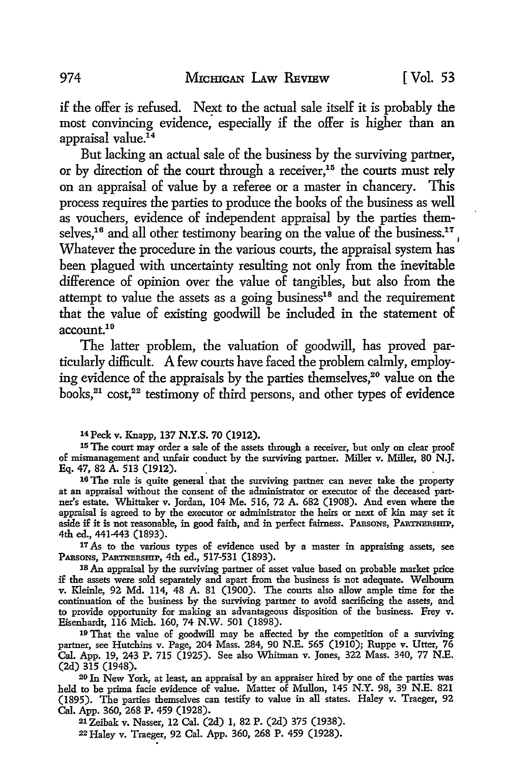if the offer is refused. Next to the actual sale itself it is probably the most convincing evidence, especially if the offer is higher than an appraisal value.[14]

But lacking an actual sale of the business by the surviving partner, or by direction of the court through a receiver,[15] the courts must rely on an appraisal of value by a referee or a master in chancery. This process requires the parties to produce the books of the business as well as vouchers, evidence of independent appraisal by the parties themselves,[16] and all other testimony bearing on the value of the business.[17] Whatever the procedure in the various courts, the appraisal system has been plagued with uncertainty resulting not only from the inevitable difference of opinion over the value of tangibles, but also from the attempt to value the assets as a going business[18] and the requirement that the value of existing goodwill be included in the statement of account.[19]

The latter problem, the valuation of goodwill, has proved particularly difficult. A few courts have faced the problem calmly, employing evidence of the appraisals by the parties themselves,[20] value on the books,[21] cost,[22] testimony of third persons, and other types of evidence

---

[14] Peck v. Knapp, 137 N.Y.S. 70 (1912).

[15] The court may order a sale of the assets through a receiver, but only on clear proof of mismanagement and unfair conduct by the surviving partner. Miller v. Miller, 80 N.J. Eq. 47, 82 A. 513 (1912).

[16] The rule is quite general that the surviving partner can never take the property at an appraisal without the consent of the administrator or executor of the deceased partner's estate. Whittaker v. Jordan, 104 Me. 516, 72 A. 682 (1908). And even where the appraisal is agreed to by the executor or administrator the heirs or next of kin may set it aside if it is not reasonable, in good faith, and in perfect fairness. PARSONS, PARTNERSHIP, 4th ed., 441-443 (1893).

[17] As to the various types of evidence used by a master in appraising assets, see PARSONS, PARTNERSHIP, 4th ed., 517-531 (1893).

[18] An appraisal by the surviving partner of asset value based on probable market price if the assets were sold separately and apart from the business is not adequate. Welbourn v. Kleinle, 92 Md. 114, 48 A. 81 (1900). The courts also allow ample time for the continuation of the business by the surviving partner to avoid sacrificing the assets, and to provide opportunity for making an advantageous disposition of the business. Frey v. Eisenhardt, 116 Mich. 160, 74 N.W. 501 (1898).

[19] That the value of goodwill may be affected by the competition of a surviving partner, see Hutchins v. Page, 204 Mass. 284, 90 N.E. 565 (1910); Ruppe v. Utter, 76 Cal. App. 19, 243 P. 715 (1925). See also Whitman v. Jones, 322 Mass. 340, 77 N.E. (2d) 315 (1948).

[20] In New York, at least, an appraisal by an appraiser hired by one of the parties was held to be prima facie evidence of value. Matter of Mullon, 145 N.Y. 98, 39 N.E. 821 (1895). The parties themselves can testify to value in all states. Haley v. Traeger, 92 Cal. App. 360, 268 P. 459 (1928).

[21] Zeibak v. Nasser, 12 Cal. (2d) 1, 82 P. (2d) 375 (1938).

[22] Haley v. Traeger, 92 Cal. App. 360, 268 P. 459 (1928).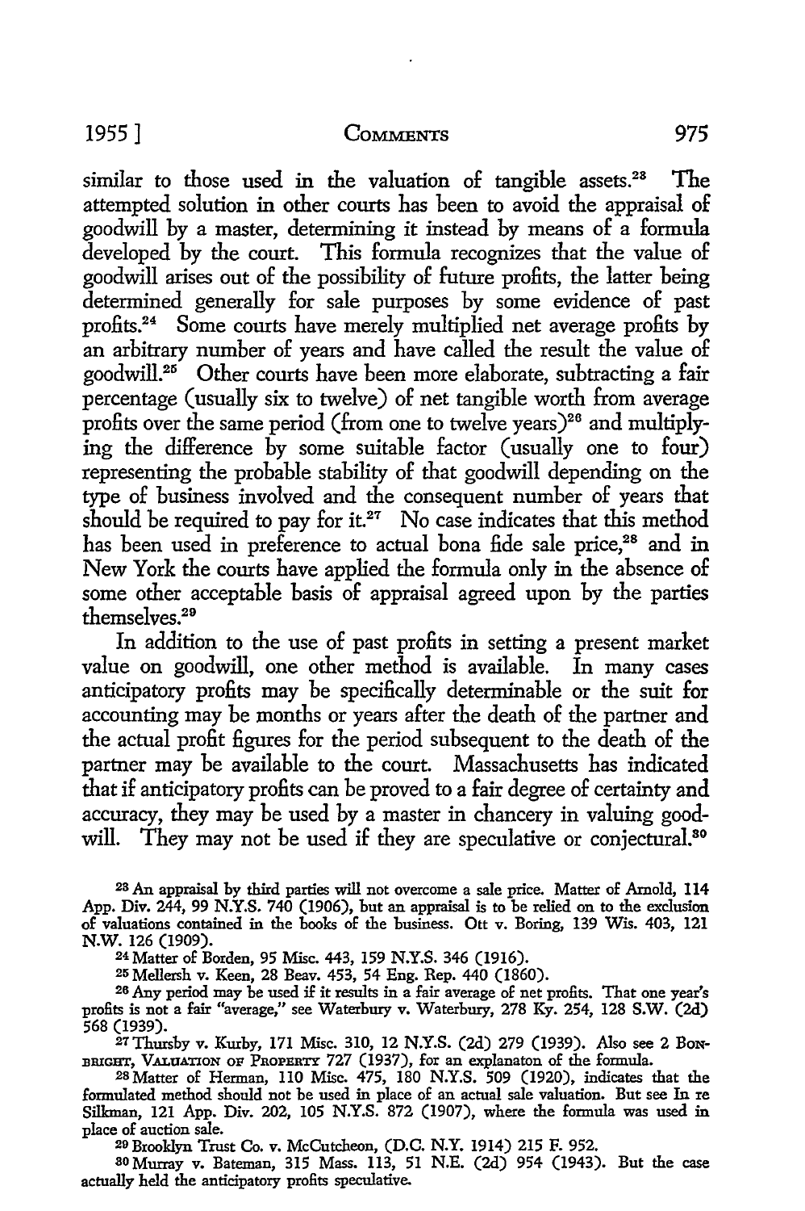similar to those used in the valuation of tangible assets.[23] The attempted solution in other courts has been to avoid the appraisal of goodwill by a master, determining it instead by means of a formula developed by the court. This formula recognizes that the value of goodwill arises out of the possibility of future profits, the latter being determined generally for sale purposes by some evidence of past profits.[24] Some courts have merely multiplied net average profits by an arbitrary number of years and have called the result the value of goodwill.[25] Other courts have been more elaborate, subtracting a fair percentage (usually six to twelve) of net tangible worth from average profits over the same period (from one to twelve years)[26] and multiplying the difference by some suitable factor (usually one to four) representing the probable stability of that goodwill depending on the type of business involved and the consequent number of years that should be required to pay for it.[27] No case indicates that this method has been used in preference to actual bona fide sale price,[28] and in New York the courts have applied the formula only in the absence of some other acceptable basis of appraisal agreed upon by the parties themselves.[29]

In addition to the use of past profits in setting a present market value on goodwill, one other method is available. In many cases anticipatory profits may be specifically determinable or the suit for accounting may be months or years after the death of the partner and the actual profit figures for the period subsequent to the death of the partner may be available to the court. Massachusetts has indicated that if anticipatory profits can be proved to a fair degree of certainty and accuracy, they may be used by a master in chancery in valuing goodwill. They may not be used if they are speculative or conjectural.[30]

---

[23] An appraisal by third parties will not overcome a sale price. Matter of Arnold, 114 App. Div. 244, 99 N.Y.S. 740 (1906), but an appraisal is to be relied on to the exclusion of valuations contained in the books of the business. Ott v. Boring, 139 Wis. 403, 121 N.W. 126 (1909).

[24] Matter of Borden, 95 Misc. 443, 159 N.Y.S. 346 (1916).

[25] Mellersh v. Keen, 28 Beav. 453, 54 Eng. Rep. 440 (1860).

[26] Any period may be used if it results in a fair average of net profits. That one year's profits is not a fair "average," see Waterbury v. Waterbury, 278 Ky. 254, 128 S.W. (2d) 568 (1939).

[27] Thursby v. Kurby, 171 Misc. 310, 12 N.Y.S. (2d) 279 (1939). Also see 2 Bonbright, Valuation of Property 727 (1937), for an explanaton of the formula.

[28] Matter of Herman, 110 Misc. 475, 180 N.Y.S. 509 (1920), indicates that the formulated method should not be used in place of an actual sale valuation. But see In re Silkman, 121 App. Div. 202, 105 N.Y.S. 872 (1907), where the formula was used in place of auction sale.

[29] Brooklyn Trust Co. v. McCutcheon, (D.C. N.Y. 1914) 215 F. 952.

[30] Murray v. Bateman, 315 Mass. 113, 51 N.E. (2d) 954 (1943). But the case actually held the anticipatory profits speculative.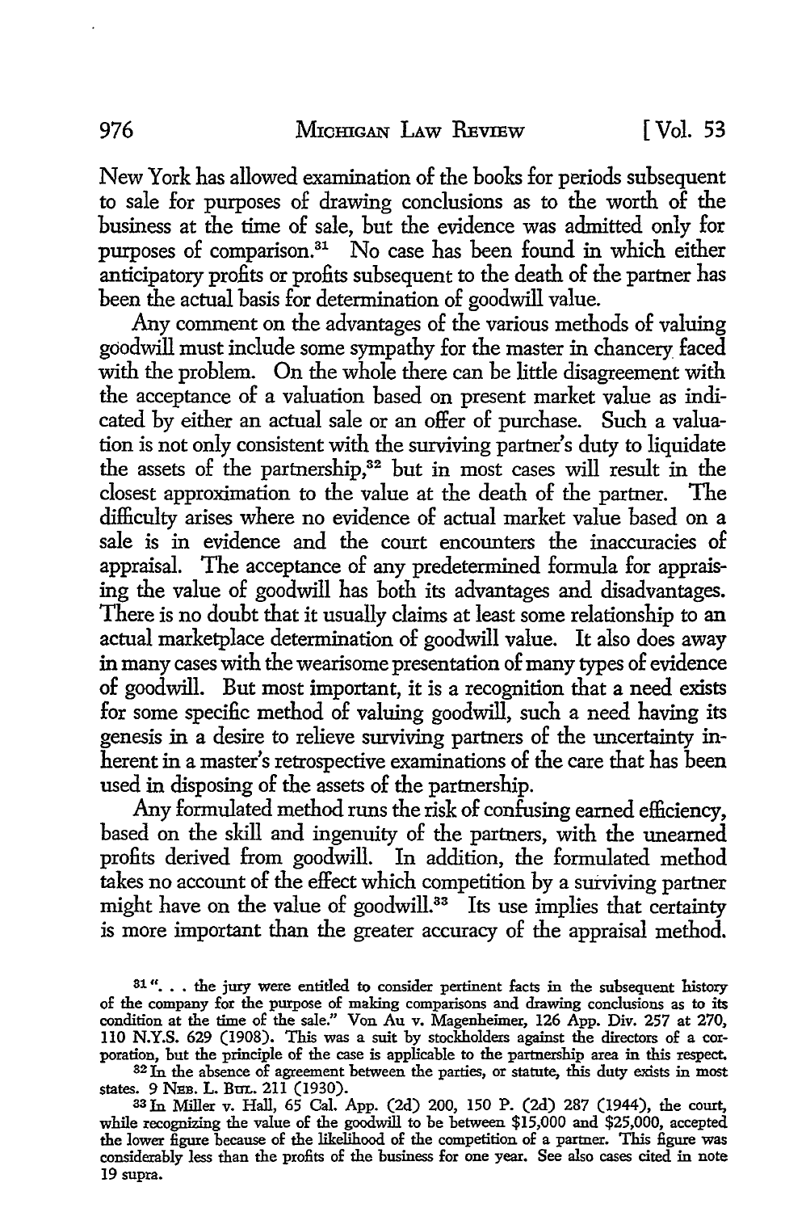New York has allowed examination of the books for periods subsequent to sale for purposes of drawing conclusions as to the worth of the business at the time of sale, but the evidence was admitted only for purposes of comparison.[31] No case has been found in which either anticipatory profits or profits subsequent to the death of the partner has been the actual basis for determination of goodwill value.

Any comment on the advantages of the various methods of valuing goodwill must include some sympathy for the master in chancery faced with the problem. On the whole there can be little disagreement with the acceptance of a valuation based on present market value as indicated by either an actual sale or an offer of purchase. Such a valuation is not only consistent with the surviving partner's duty to liquidate the assets of the partnership,[32] but in most cases will result in the closest approximation to the value at the death of the partner. The difficulty arises where no evidence of actual market value based on a sale is in evidence and the court encounters the inaccuracies of appraisal. The acceptance of any predetermined formula for appraising the value of goodwill has both its advantages and disadvantages. There is no doubt that it usually claims at least some relationship to an actual marketplace determination of goodwill value. It also does away in many cases with the wearisome presentation of many types of evidence of goodwill. But most important, it is a recognition that a need exists for some specific method of valuing goodwill, such a need having its genesis in a desire to relieve surviving partners of the uncertainty inherent in a master's retrospective examinations of the care that has been used in disposing of the assets of the partnership.

Any formulated method runs the risk of confusing earned efficiency, based on the skill and ingenuity of the partners, with the unearned profits derived from goodwill. In addition, the formulated method takes no account of the effect which competition by a surviving partner might have on the value of goodwill.[33] Its use implies that certainty is more important than the greater accuracy of the appraisal method.

---

[31] ". . . the jury were entitled to consider pertinent facts in the subsequent history of the company for the purpose of making comparisons and drawing conclusions as to its condition at the time of the sale." Von Au v. Magenheimer, 126 App. Div. 257 at 270, 110 N.Y.S. 629 (1908). This was a suit by stockholders against the directors of a corporation, but the principle of the case is applicable to the partnership area in this respect.

[32] In the absence of agreement between the parties, or statute, this duty exists in most states. 9 NEB. L. BUL. 211 (1930).

[33] In Miller v. Hall, 65 Cal. App. (2d) 200, 150 P. (2d) 287 (1944), the court, while recognizing the value of the goodwill to be between $15,000 and $25,000, accepted the lower figure because of the likelihood of the competition of a partner. This figure was considerably less than the profits of the business for one year. See also cases cited in note 19 supra.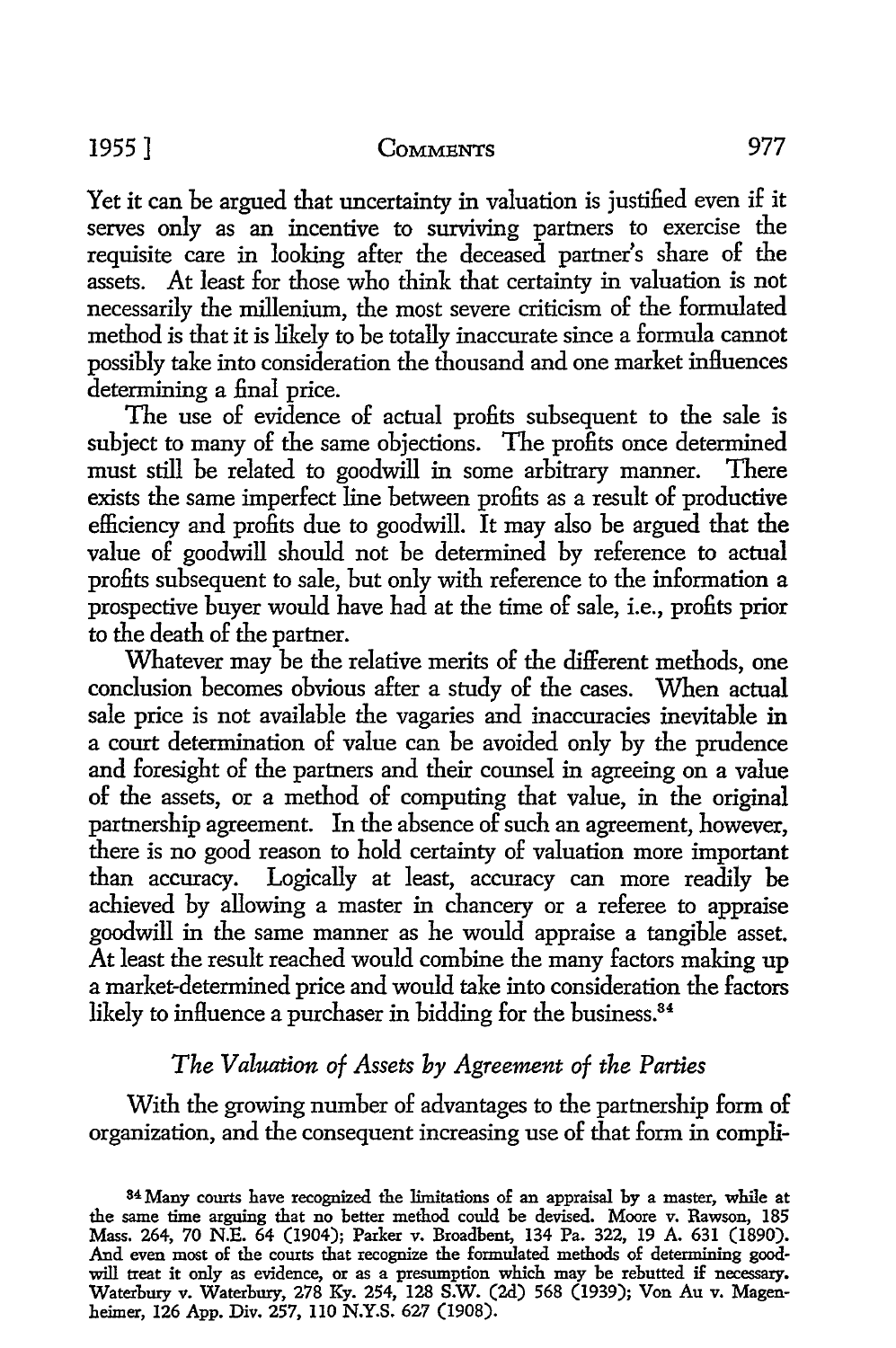Yet it can be argued that uncertainty in valuation is justified even if it serves only as an incentive to surviving partners to exercise the requisite care in looking after the deceased partner's share of the assets. At least for those who think that certainty in valuation is not necessarily the millenium, the most severe criticism of the formulated method is that it is likely to be totally inaccurate since a formula cannot possibly take into consideration the thousand and one market influences determining a final price.

The use of evidence of actual profits subsequent to the sale is subject to many of the same objections. The profits once determined must still be related to goodwill in some arbitrary manner. There exists the same imperfect line between profits as a result of productive efficiency and profits due to goodwill. It may also be argued that the value of goodwill should not be determined by reference to actual profits subsequent to sale, but only with reference to the information a prospective buyer would have had at the time of sale, i.e., profits prior to the death of the partner.

Whatever may be the relative merits of the different methods, one conclusion becomes obvious after a study of the cases. When actual sale price is not available the vagaries and inaccuracies inevitable in a court determination of value can be avoided only by the prudence and foresight of the partners and their counsel in agreeing on a value of the assets, or a method of computing that value, in the original partnership agreement. In the absence of such an agreement, however, there is no good reason to hold certainty of valuation more important than accuracy. Logically at least, accuracy can more readily be achieved by allowing a master in chancery or a referee to appraise goodwill in the same manner as he would appraise a tangible asset. At least the result reached would combine the many factors making up a market-determined price and would take into consideration the factors likely to influence a purchaser in bidding for the business.[34]

### *The Valuation of Assets by Agreement of the Parties*

With the growing number of advantages to the partnership form of organization, and the consequent increasing use of that form in compli-

---

[34] Many courts have recognized the limitations of an appraisal by a master, while at the same time arguing that no better method could be devised. Moore v. Rawson, 185 Mass. 264, 70 N.E. 64 (1904); Parker v. Broadbent, 134 Pa. 322, 19 A. 631 (1890). And even most of the courts that recognize the formulated methods of determining goodwill treat it only as evidence, or as a presumption which may be rebutted if necessary. Waterbury v. Waterbury, 278 Ky. 254, 128 S.W. (2d) 568 (1939); Von Au v. Magenheimer, 126 App. Div. 257, 110 N.Y.S. 627 (1908).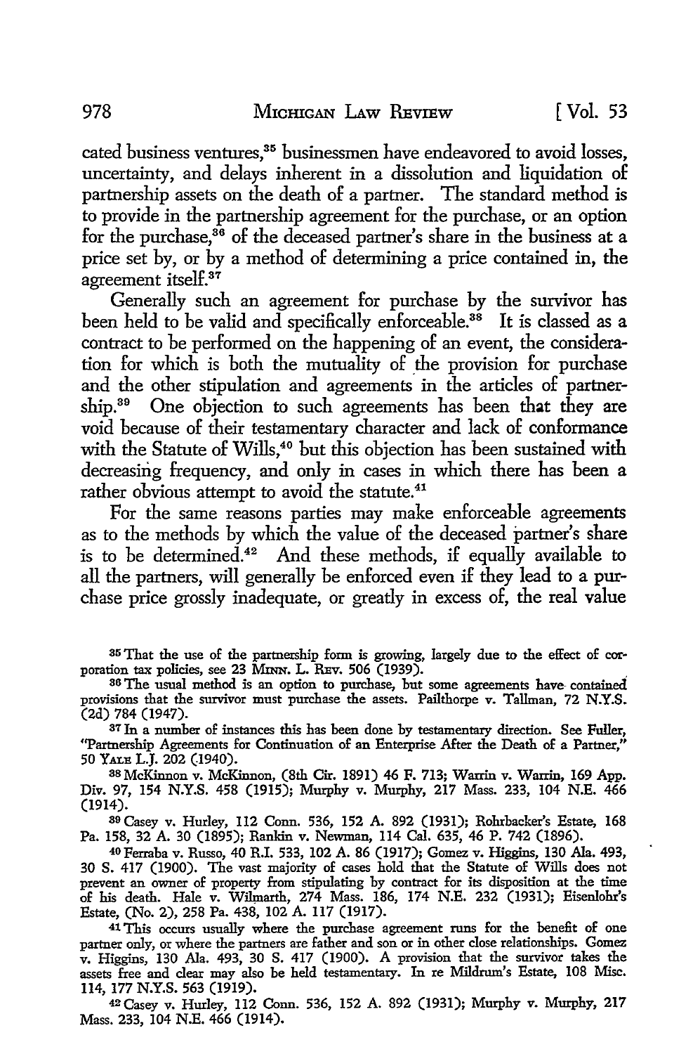cated business ventures,[35] businessmen have endeavored to avoid losses, uncertainty, and delays inherent in a dissolution and liquidation of partnership assets on the death of a partner. The standard method is to provide in the partnership agreement for the purchase, or an option for the purchase,[36] of the deceased partner's share in the business at a price set by, or by a method of determining a price contained in, the agreement itself.[37]

Generally such an agreement for purchase by the survivor has been held to be valid and specifically enforceable.[38] It is classed as a contract to be performed on the happening of an event, the consideration for which is both the mutuality of the provision for purchase and the other stipulation and agreements in the articles of partnership.[39] One objection to such agreements has been that they are void because of their testamentary character and lack of conformance with the Statute of Wills,[40] but this objection has been sustained with decreasing frequency, and only in cases in which there has been a rather obvious attempt to avoid the statute.[41]

For the same reasons parties may make enforceable agreements as to the methods by which the value of the deceased partner's share is to be determined.[42] And these methods, if equally available to all the partners, will generally be enforced even if they lead to a purchase price grossly inadequate, or greatly in excess of, the real value

---

[35] That the use of the partnership form is growing, largely due to the effect of corporation tax policies, see 23 MINN. L. REV. 506 (1939).

[36] The usual method is an option to purchase, but some agreements have contained provisions that the survivor must purchase the assets. Pailthorpe v. Tallman, 72 N.Y.S. (2d) 784 (1947).

[37] In a number of instances this has been done by testamentary direction. See Fuller, "Partnership Agreements for Continuation of an Enterprise After the Death of a Partner," 50 YALE L.J. 202 (1940).

[38] McKinnon v. McKinnon, (8th Cir. 1891) 46 F. 713; Warrin v. Warrin, 169 App. Div. 97, 154 N.Y.S. 458 (1915); Murphy v. Murphy, 217 Mass. 233, 104 N.E. 466 (1914).

[39] Casey v. Hurley, 112 Conn. 536, 152 A. 892 (1931); Rohrbacker's Estate, 168 Pa. 158, 32 A. 30 (1895); Rankin v. Newman, 114 Cal. 635, 46 P. 742 (1896).

[40] Ferraba v. Russo, 40 R.I. 533, 102 A. 86 (1917); Gomez v. Higgins, 130 Ala. 493, 30 S. 417 (1900). The vast majority of cases hold that the Statute of Wills does not prevent an owner of property from stipulating by contract for its disposition at the time of his death. Hale v. Wilmarth, 274 Mass. 186, 174 N.E. 232 (1931); Eisenlohr's Estate, (No. 2), 258 Pa. 438, 102 A. 117 (1917).

[41] This occurs usually where the purchase agreement runs for the benefit of one partner only, or where the partners are father and son or in other close relationships. Gomez v. Higgins, 130 Ala. 493, 30 S. 417 (1900). A provision that the survivor takes the assets free and clear may also be held testamentary. In re Mildrum's Estate, 108 Misc. 114, 177 N.Y.S. 563 (1919).

[42] Casey v. Hurley, 112 Conn. 536, 152 A. 892 (1931); Murphy v. Murphy, 217 Mass. 233, 104 N.E. 466 (1914).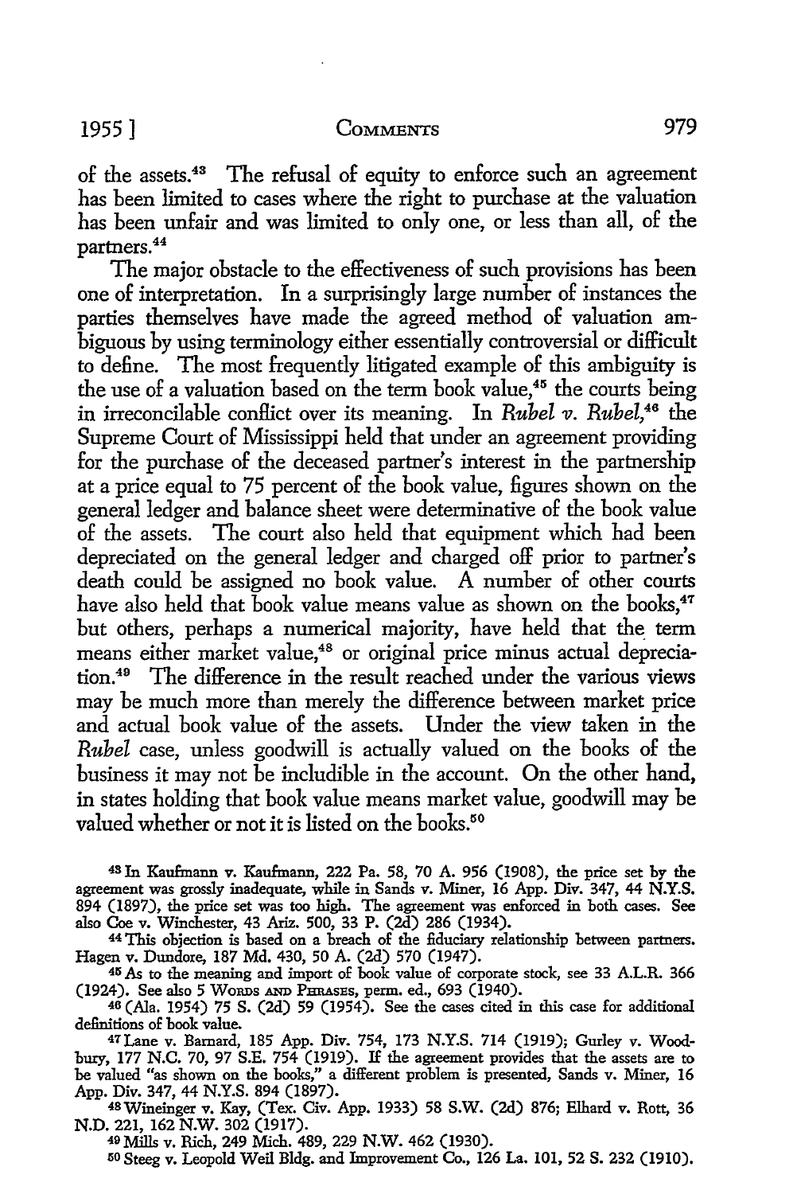of the assets.[43] The refusal of equity to enforce such an agreement has been limited to cases where the right to purchase at the valuation has been unfair and was limited to only one, or less than all, of the partners.[44]

The major obstacle to the effectiveness of such provisions has been one of interpretation. In a surprisingly large number of instances the parties themselves have made the agreed method of valuation ambiguous by using terminology either essentially controversial or difficult to define. The most frequently litigated example of this ambiguity is the use of a valuation based on the term book value,[45] the courts being in irreconcilable conflict over its meaning. In *Rubel v. Rubel*,[46] the Supreme Court of Mississippi held that under an agreement providing for the purchase of the deceased partner's interest in the partnership at a price equal to 75 percent of the book value, figures shown on the general ledger and balance sheet were determinative of the book value of the assets. The court also held that equipment which had been depreciated on the general ledger and charged off prior to partner's death could be assigned no book value. A number of other courts have also held that book value means value as shown on the books,[47] but others, perhaps a numerical majority, have held that the term means either market value,[48] or original price minus actual depreciation.[49] The difference in the result reached under the various views may be much more than merely the difference between market price and actual book value of the assets. Under the view taken in the *Rubel* case, unless goodwill is actually valued on the books of the business it may not be includible in the account. On the other hand, in states holding that book value means market value, goodwill may be valued whether or not it is listed on the books.[50]

---

[43] In Kaufmann v. Kaufmann, 222 Pa. 58, 70 A. 956 (1908), the price set by the agreement was grossly inadequate, while in Sands v. Miner, 16 App. Div. 347, 44 N.Y.S. 894 (1897), the price set was too high. The agreement was enforced in both cases. See also Coe v. Winchester, 43 Ariz. 500, 33 P. (2d) 286 (1934).

[44] This objection is based on a breach of the fiduciary relationship between partners. Hagen v. Dundore, 187 Md. 430, 50 A. (2d) 570 (1947).

[45] As to the meaning and import of book value of corporate stock, see 33 A.L.R. 366 (1924). See also 5 WORDS AND PHRASES, perm. ed., 693 (1940).

[46] (Ala. 1954) 75 S. (2d) 59 (1954). See the cases cited in this case for additional definitions of book value.

[47] Lane v. Barnard, 185 App. Div. 754, 173 N.Y.S. 714 (1919); Gurley v. Woodbury, 177 N.C. 70, 97 S.E. 754 (1919). If the agreement provides that the assets are to be valued "as shown on the books," a different problem is presented, Sands v. Miner, 16 App. Div. 347, 44 N.Y.S. 894 (1897).

[48] Wineinger v. Kay, (Tex. Civ. App. 1933) 58 S.W. (2d) 876; Elhard v. Rott, 36 N.D. 221, 162 N.W. 302 (1917).

[49] Mills v. Rich, 249 Mich. 489, 229 N.W. 462 (1930).

[50] Steeg v. Leopold Weil Bldg. and Improvement Co., 126 La. 101, 52 S. 232 (1910).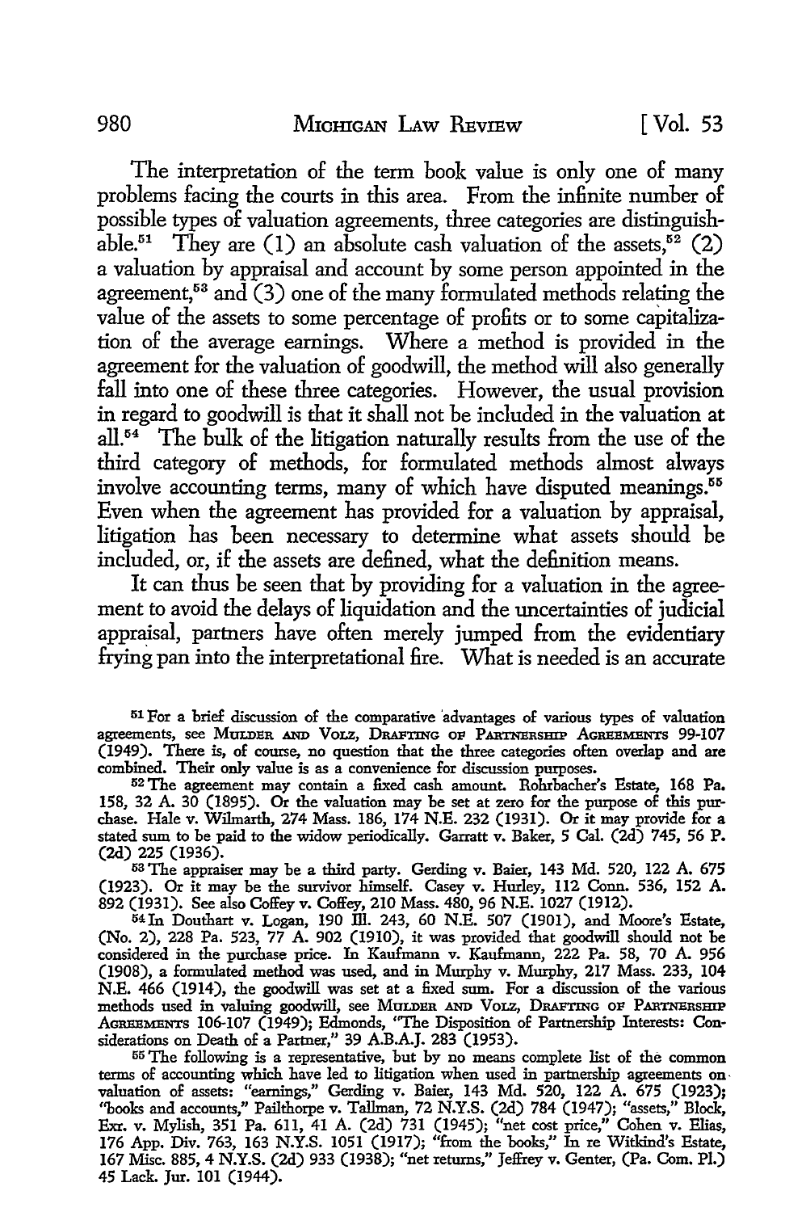The interpretation of the term book value is only one of many problems facing the courts in this area. From the infinite number of possible types of valuation agreements, three categories are distinguishable.[51] They are (1) an absolute cash valuation of the assets,[52] (2) a valuation by appraisal and account by some person appointed in the agreement,[53] and (3) one of the many formulated methods relating the value of the assets to some percentage of profits or to some capitalization of the average earnings. Where a method is provided in the agreement for the valuation of goodwill, the method will also generally fall into one of these three categories. However, the usual provision in regard to goodwill is that it shall not be included in the valuation at all.[54] The bulk of the litigation naturally results from the use of the third category of methods, for formulated methods almost always involve accounting terms, many of which have disputed meanings.[55] Even when the agreement has provided for a valuation by appraisal, litigation has been necessary to determine what assets should be included, or, if the assets are defined, what the definition means.

It can thus be seen that by providing for a valuation in the agreement to avoid the delays of liquidation and the uncertainties of judicial appraisal, partners have often merely jumped from the evidentiary frying pan into the interpretational fire. What is needed is an accurate

---

[51] For a brief discussion of the comparative advantages of various types of valuation agreements, see MULDER AND VOLZ, DRAFTING OF PARTNERSHIP AGREEMENTS 99-107 (1949). There is, of course, no question that the three categories often overlap and are combined. Their only value is as a convenience for discussion purposes.

[52] The agreement may contain a fixed cash amount. Rohrbacher's Estate, 168 Pa. 158, 32 A. 30 (1895). Or the valuation may be set at zero for the purpose of this purchase. Hale v. Wilmarth, 274 Mass. 186, 174 N.E. 232 (1931). Or it may provide for a stated sum to be paid to the widow periodically. Garratt v. Baker, 5 Cal. (2d) 745, 56 P. (2d) 225 (1936).

[53] The appraiser may be a third party. Gerding v. Baier, 143 Md. 520, 122 A. 675 (1923). Or it may be the survivor himself. Casey v. Hurley, 112 Conn. 536, 152 A. 892 (1931). See also Coffey v. Coffey, 210 Mass. 480, 96 N.E. 1027 (1912).

[54] In Douthart v. Logan, 190 Ill. 243, 60 N.E. 507 (1901), and Moore's Estate, (No. 2), 228 Pa. 523, 77 A. 902 (1910), it was provided that goodwill should not be considered in the purchase price. In Kaufmann v. Kaufmann, 222 Pa. 58, 70 A. 956 (1908), a formulated method was used, and in Murphy v. Murphy, 217 Mass. 233, 104 N.E. 466 (1914), the goodwill was set at a fixed sum. For a discussion of the various methods used in valuing goodwill, see MULDER AND VOLZ, DRAFTING OF PARTNERSHIP AGREEMENTS 106-107 (1949); Edmonds, "The Disposition of Partnership Interests: Considerations on Death of a Partner," 39 A.B.A.J. 283 (1953).

[55] The following is a representative, but by no means complete list of the common terms of accounting which have led to litigation when used in partnership agreements on valuation of assets: "earnings," Gerding v. Baier, 143 Md. 520, 122 A. 675 (1923); "books and accounts," Pailthorpe v. Tallman, 72 N.Y.S. (2d) 784 (1947); "assets," Block, Exr. v. Mylish, 351 Pa. 611, 41 A. (2d) 731 (1945); "net cost price," Cohen v. Elias, 176 App. Div. 763, 163 N.Y.S. 1051 (1917); "from the books," In re Witkind's Estate, 167 Misc. 885, 4 N.Y.S. (2d) 933 (1938); "net returns," Jeffrey v. Genter, (Pa. Com. Pl.) 45 Lack. Jur. 101 (1944).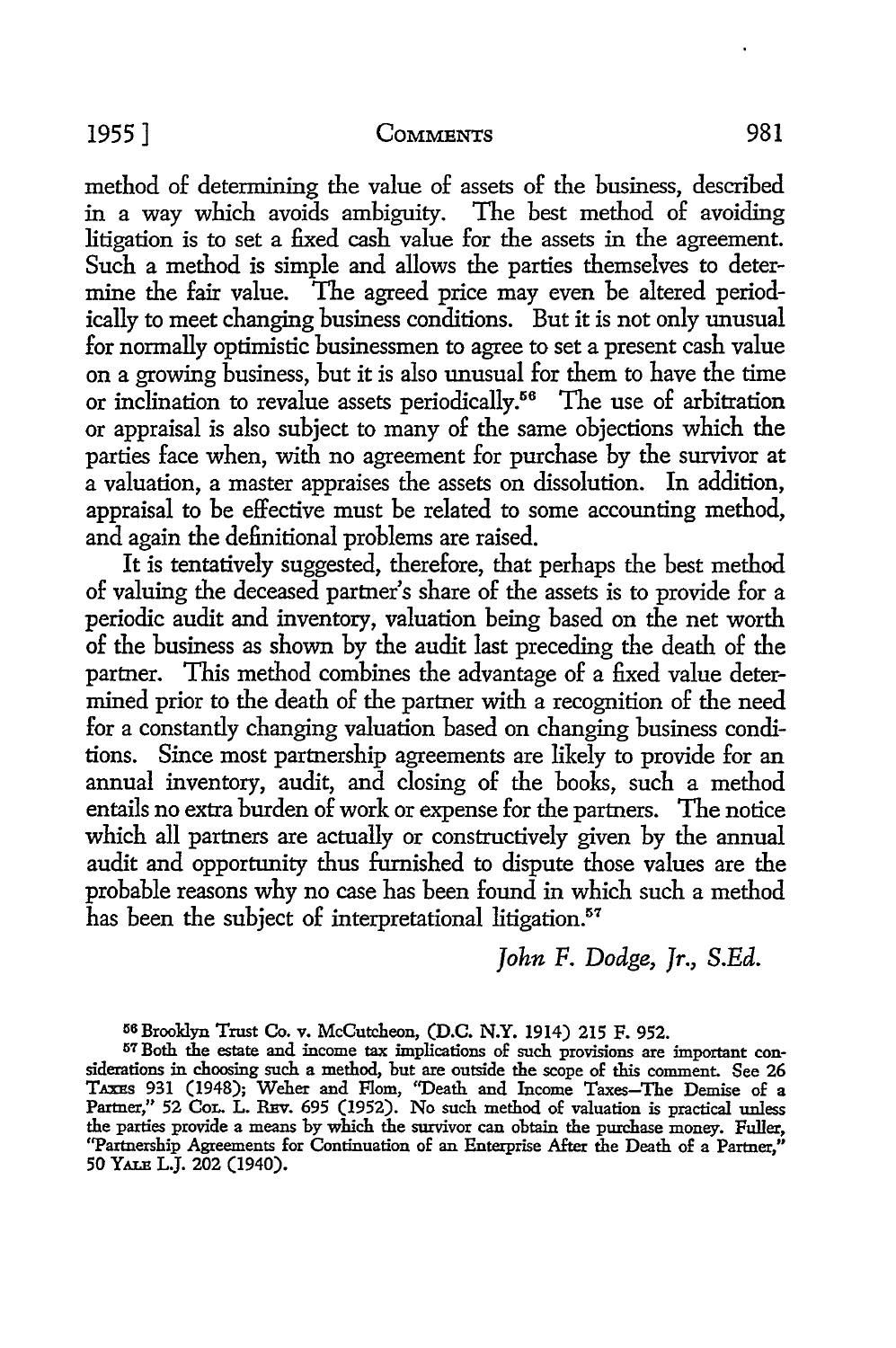method of determining the value of assets of the business, described in a way which avoids ambiguity. The best method of avoiding litigation is to set a fixed cash value for the assets in the agreement. Such a method is simple and allows the parties themselves to determine the fair value. The agreed price may even be altered periodically to meet changing business conditions. But it is not only unusual for normally optimistic businessmen to agree to set a present cash value on a growing business, but it is also unusual for them to have the time or inclination to revalue assets periodically.[56] The use of arbitration or appraisal is also subject to many of the same objections which the parties face when, with no agreement for purchase by the survivor at a valuation, a master appraises the assets on dissolution. In addition, appraisal to be effective must be related to some accounting method, and again the definitional problems are raised.

It is tentatively suggested, therefore, that perhaps the best method of valuing the deceased partner's share of the assets is to provide for a periodic audit and inventory, valuation being based on the net worth of the business as shown by the audit last preceding the death of the partner. This method combines the advantage of a fixed value determined prior to the death of the partner with a recognition of the need for a constantly changing valuation based on changing business conditions. Since most partnership agreements are likely to provide for an annual inventory, audit, and closing of the books, such a method entails no extra burden of work or expense for the partners. The notice which all partners are actually or constructively given by the annual audit and opportunity thus furnished to dispute those values are the probable reasons why no case has been found in which such a method has been the subject of interpretational litigation.[57]

*John F. Dodge, Jr., S.Ed.*

---

[56] Brooklyn Trust Co. v. McCutcheon, (D.C. N.Y. 1914) 215 F. 952.

[57] Both the estate and income tax implications of such provisions are important considerations in choosing such a method, but are outside the scope of this comment. See 26 TAXES 931 (1948); Weher and Flom, "Death and Income Taxes—The Demise of a Partner," 52 COL. L. REV. 695 (1952). No such method of valuation is practical unless the parties provide a means by which the survivor can obtain the purchase money. Fuller, "Partnership Agreements for Continuation of an Enterprise After the Death of a Partner," 50 YALE L.J. 202 (1940).